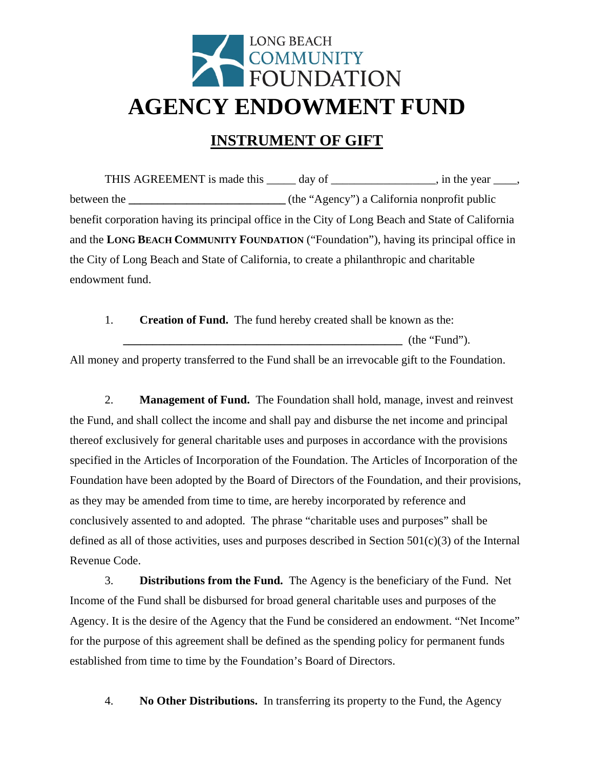LONG BEACH COMMUNITY FOUNDATION

# AGENCY ENDOWMENT FUND

## INSTRUMENT OF GIFT

THIS AGREEMENT is made this _____ day of __________________, in the year ____, between the ____________________________ (the "Agency") a California nonprofit public benefit corporation having its principal office in the City of Long Beach and State of California and the **LONG BEACH COMMUNITY FOUNDATION** ("Foundation"), having its principal office in the City of Long Beach and State of California, to create a philanthropic and charitable endowment fund.

1. **Creation of Fund.** The fund hereby created shall be known as the: __________________________________________________ (the "Fund"). All money and property transferred to the Fund shall be an irrevocable gift to the Foundation.

2. **Management of Fund.** The Foundation shall hold, manage, invest and reinvest the Fund, and shall collect the income and shall pay and disburse the net income and principal thereof exclusively for general charitable uses and purposes in accordance with the provisions specified in the Articles of Incorporation of the Foundation. The Articles of Incorporation of the Foundation have been adopted by the Board of Directors of the Foundation, and their provisions, as they may be amended from time to time, are hereby incorporated by reference and conclusively assented to and adopted. The phrase "charitable uses and purposes" shall be defined as all of those activities, uses and purposes described in Section 501(c)(3) of the Internal Revenue Code.

3. **Distributions from the Fund.** The Agency is the beneficiary of the Fund. Net Income of the Fund shall be disbursed for broad general charitable uses and purposes of the Agency. It is the desire of the Agency that the Fund be considered an endowment. "Net Income" for the purpose of this agreement shall be defined as the spending policy for permanent funds established from time to time by the Foundation's Board of Directors.

4. **No Other Distributions.** In transferring its property to the Fund, the Agency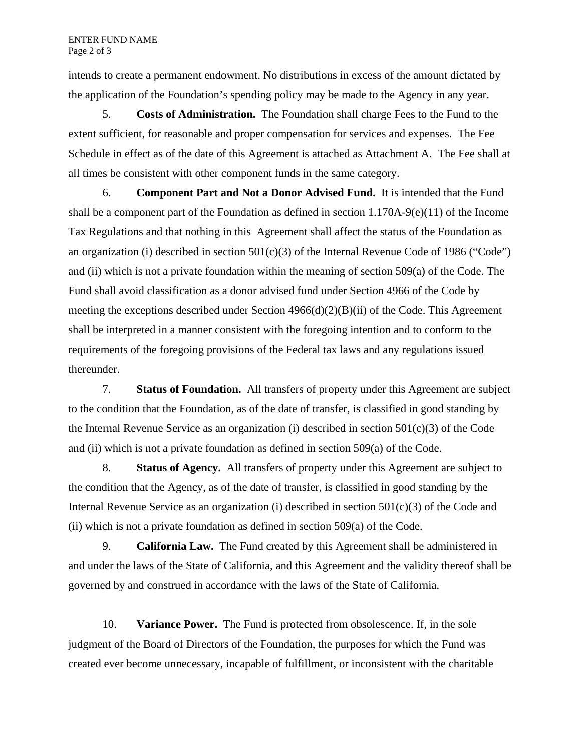intends to create a permanent endowment. No distributions in excess of the amount dictated by the application of the Foundation's spending policy may be made to the Agency in any year.

5. **Costs of Administration.** The Foundation shall charge Fees to the Fund to the extent sufficient, for reasonable and proper compensation for services and expenses. The Fee Schedule in effect as of the date of this Agreement is attached as Attachment A. The Fee shall at all times be consistent with other component funds in the same category.

6. **Component Part and Not a Donor Advised Fund.** It is intended that the Fund shall be a component part of the Foundation as defined in section 1.170A-9(e)(11) of the Income Tax Regulations and that nothing in this Agreement shall affect the status of the Foundation as an organization (i) described in section 501(c)(3) of the Internal Revenue Code of 1986 ("Code") and (ii) which is not a private foundation within the meaning of section 509(a) of the Code. The Fund shall avoid classification as a donor advised fund under Section 4966 of the Code by meeting the exceptions described under Section 4966(d)(2)(B)(ii) of the Code. This Agreement shall be interpreted in a manner consistent with the foregoing intention and to conform to the requirements of the foregoing provisions of the Federal tax laws and any regulations issued thereunder.

7. **Status of Foundation.** All transfers of property under this Agreement are subject to the condition that the Foundation, as of the date of transfer, is classified in good standing by the Internal Revenue Service as an organization (i) described in section 501(c)(3) of the Code and (ii) which is not a private foundation as defined in section 509(a) of the Code.

8. **Status of Agency.** All transfers of property under this Agreement are subject to the condition that the Agency, as of the date of transfer, is classified in good standing by the Internal Revenue Service as an organization (i) described in section 501(c)(3) of the Code and (ii) which is not a private foundation as defined in section 509(a) of the Code.

9. **California Law.** The Fund created by this Agreement shall be administered in and under the laws of the State of California, and this Agreement and the validity thereof shall be governed by and construed in accordance with the laws of the State of California.

10. **Variance Power.** The Fund is protected from obsolescence. If, in the sole judgment of the Board of Directors of the Foundation, the purposes for which the Fund was created ever become unnecessary, incapable of fulfillment, or inconsistent with the charitable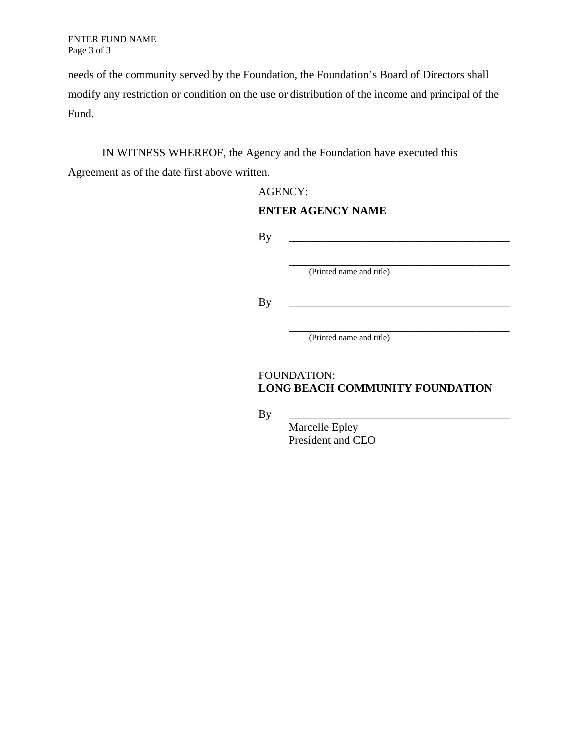needs of the community served by the Foundation, the Foundation's Board of Directors shall modify any restriction or condition on the use or distribution of the income and principal of the Fund.

IN WITNESS WHEREOF, the Agency and the Foundation have executed this Agreement as of the date first above written.

AGENCY:

**ENTER AGENCY NAME**

By ________________________________________

________________________________________
(Printed name and title)

By ________________________________________

________________________________________
(Printed name and title)

FOUNDATION:
**LONG BEACH COMMUNITY FOUNDATION**

By ________________________________________
Marcelle Epley
President and CEO